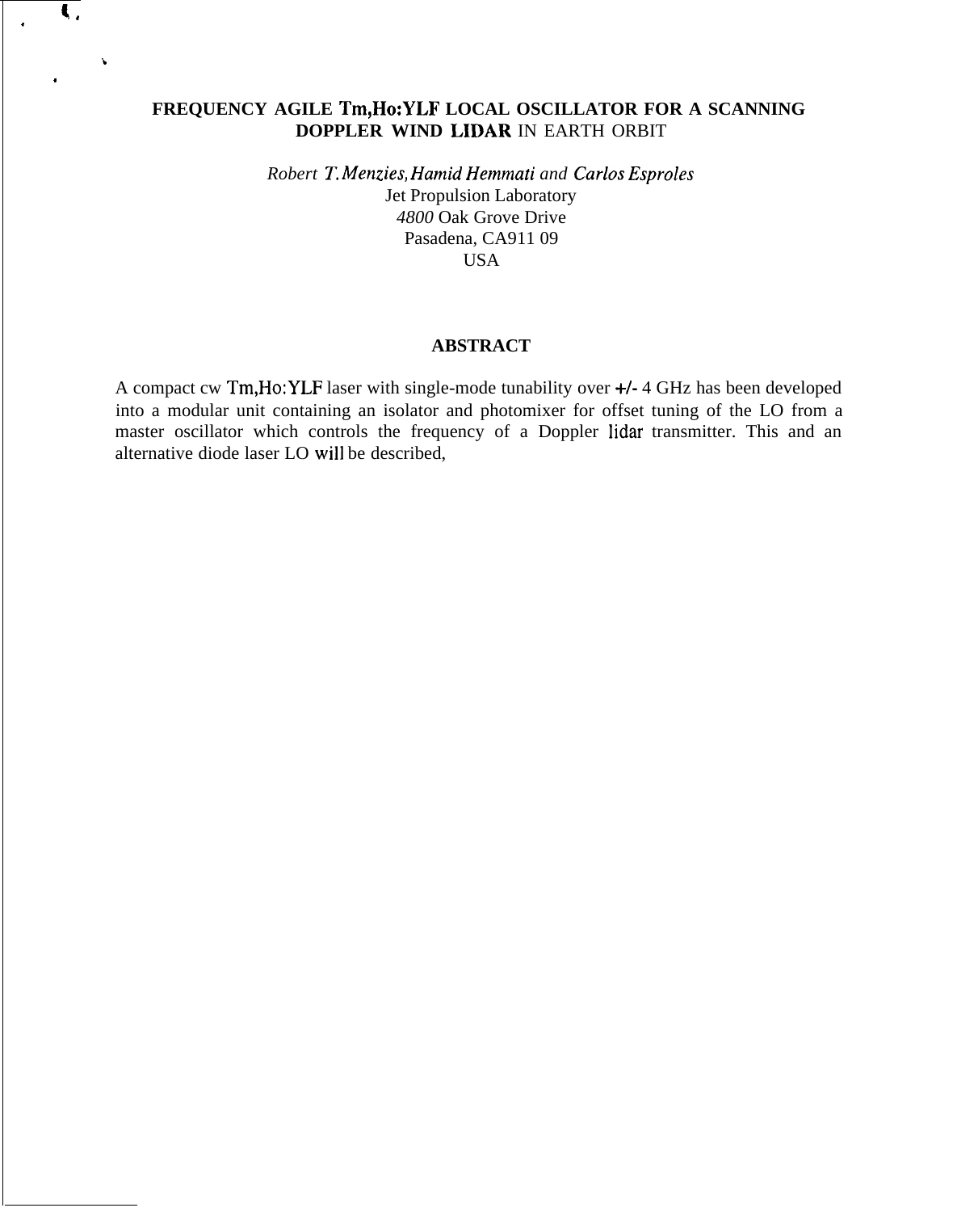# FREQUENCY AGILE Tm,Ho:YLF LOCAL OSCILLATOR FOR A SCANNING DOPPLER WIND LIDAR IN EARTH ORBIT

*Robert T. Menzies, Hamid Hemmati and Carlos Esproles*
Jet Propulsion Laboratory
*4800* Oak Grove Drive
Pasadena, CA911 09
USA

## ABSTRACT

A compact cw Tm,Ho:YLF laser with single-mode tunability over +/- 4 GHz has been developed into a modular unit containing an isolator and photomixer for offset tuning of the LO from a master oscillator which controls the frequency of a Doppler lidar transmitter. This and an alternative diode laser LO will be described,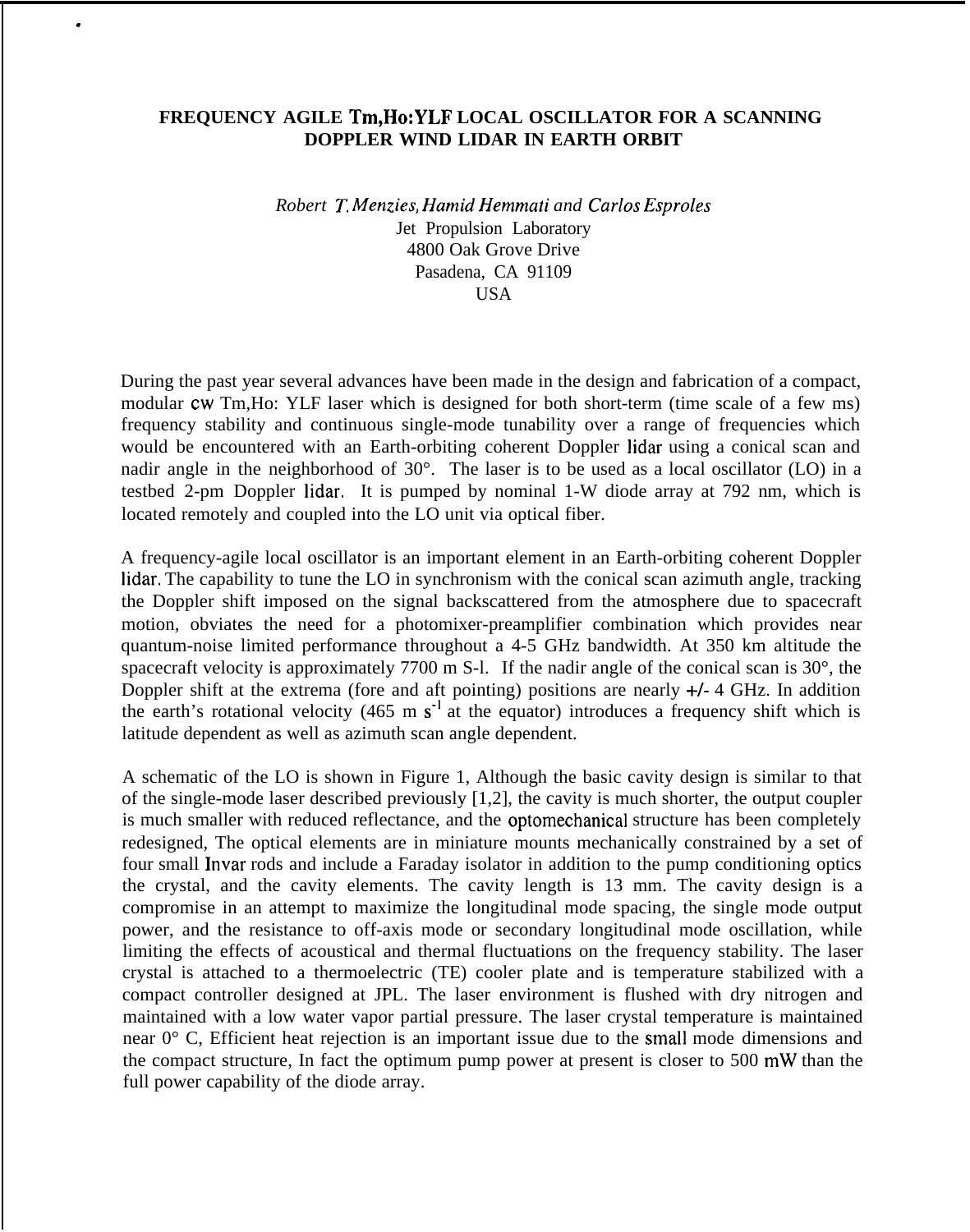**FREQUENCY AGILE Tm,Ho:YLF LOCAL OSCILLATOR FOR A SCANNING DOPPLER WIND LIDAR IN EARTH ORBIT**

*Robert T. Menzies, Hamid Hemmati and Carlos Esproles*
Jet Propulsion Laboratory
4800 Oak Grove Drive
Pasadena, CA 91109
USA

During the past year several advances have been made in the design and fabrication of a compact, modular cw Tm,Ho: YLF laser which is designed for both short-term (time scale of a few ms) frequency stability and continuous single-mode tunability over a range of frequencies which would be encountered with an Earth-orbiting coherent Doppler lidar using a conical scan and nadir angle in the neighborhood of 30°. The laser is to be used as a local oscillator (LO) in a testbed 2-pm Doppler lidar. It is pumped by nominal 1-W diode array at 792 nm, which is located remotely and coupled into the LO unit via optical fiber.

A frequency-agile local oscillator is an important element in an Earth-orbiting coherent Doppler lidar. The capability to tune the LO in synchronism with the conical scan azimuth angle, tracking the Doppler shift imposed on the signal backscattered from the atmosphere due to spacecraft motion, obviates the need for a photomixer-preamplifier combination which provides near quantum-noise limited performance throughout a 4-5 GHz bandwidth. At 350 km altitude the spacecraft velocity is approximately 7700 m S-l. If the nadir angle of the conical scan is 30°, the Doppler shift at the extrema (fore and aft pointing) positions are nearly +/- 4 GHz. In addition the earth's rotational velocity (465 m $s^{-1}$ at the equator) introduces a frequency shift which is latitude dependent as well as azimuth scan angle dependent.

A schematic of the LO is shown in Figure 1, Although the basic cavity design is similar to that of the single-mode laser described previously [1,2], the cavity is much shorter, the output coupler is much smaller with reduced reflectance, and the optomechanical structure has been completely redesigned, The optical elements are in miniature mounts mechanically constrained by a set of four small Invar rods and include a Faraday isolator in addition to the pump conditioning optics the crystal, and the cavity elements. The cavity length is 13 mm. The cavity design is a compromise in an attempt to maximize the longitudinal mode spacing, the single mode output power, and the resistance to off-axis mode or secondary longitudinal mode oscillation, while limiting the effects of acoustical and thermal fluctuations on the frequency stability. The laser crystal is attached to a thermoelectric (TE) cooler plate and is temperature stabilized with a compact controller designed at JPL. The laser environment is flushed with dry nitrogen and maintained with a low water vapor partial pressure. The laser crystal temperature is maintained near 0° C, Efficient heat rejection is an important issue due to the small mode dimensions and the compact structure, In fact the optimum pump power at present is closer to 500 mW than the full power capability of the diode array.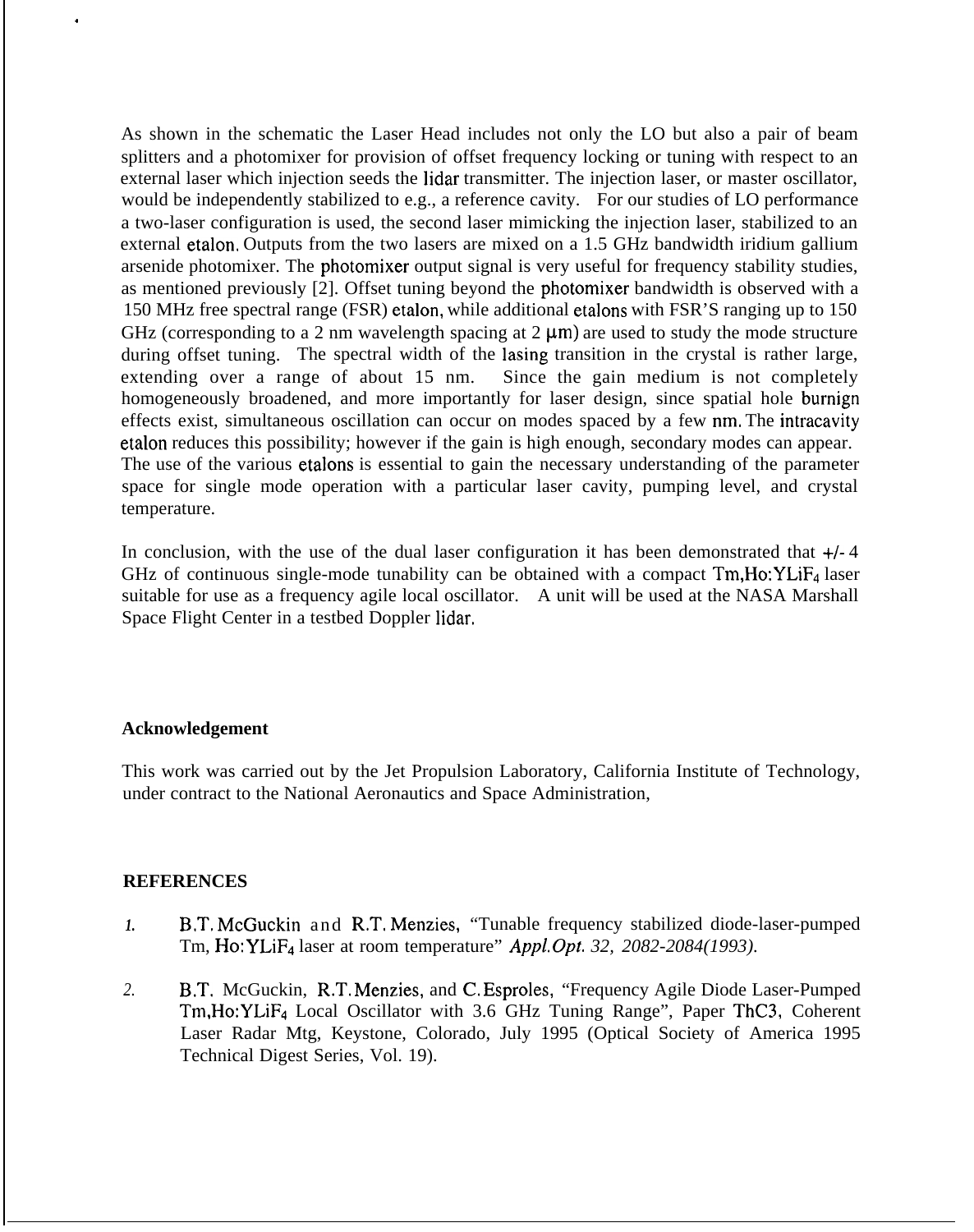As shown in the schematic the Laser Head includes not only the LO but also a pair of beam splitters and a photomixer for provision of offset frequency locking or tuning with respect to an external laser which injection seeds the lidar transmitter. The injection laser, or master oscillator, would be independently stabilized to e.g., a reference cavity. For our studies of LO performance a two-laser configuration is used, the second laser mimicking the injection laser, stabilized to an external etalon. Outputs from the two lasers are mixed on a 1.5 GHz bandwidth iridium gallium arsenide photomixer. The photomixer output signal is very useful for frequency stability studies, as mentioned previously [2]. Offset tuning beyond the photomixer bandwidth is observed with a 150 MHz free spectral range (FSR) etalon, while additional etalons with FSR'S ranging up to 150 GHz (corresponding to a 2 nm wavelength spacing at 2 μm) are used to study the mode structure during offset tuning. The spectral width of the lasing transition in the crystal is rather large, extending over a range of about 15 nm. Since the gain medium is not completely homogeneously broadened, and more importantly for laser design, since spatial hole burnign effects exist, simultaneous oscillation can occur on modes spaced by a few nm. The intracavity etalon reduces this possibility; however if the gain is high enough, secondary modes can appear. The use of the various etalons is essential to gain the necessary understanding of the parameter space for single mode operation with a particular laser cavity, pumping level, and crystal temperature.

In conclusion, with the use of the dual laser configuration it has been demonstrated that +/- 4 GHz of continuous single-mode tunability can be obtained with a compact Tm,Ho:$YLiF_4$ laser suitable for use as a frequency agile local oscillator. A unit will be used at the NASA Marshall Space Flight Center in a testbed Doppler lidar.

**Acknowledgement**

This work was carried out by the Jet Propulsion Laboratory, California Institute of Technology, under contract to the National Aeronautics and Space Administration,

**REFERENCES**

1. B.T. McGuckin and R.T. Menzies, "Tunable frequency stabilized diode-laser-pumped Tm, Ho:$YLiF_4$ laser at room temperature" *Appl.Opt. 32, 2082-2084(1993).*

2. B.T. McGuckin, R.T. Menzies, and C. Esproles, "Frequency Agile Diode Laser-Pumped Tm,Ho:$YLiF_4$ Local Oscillator with 3.6 GHz Tuning Range", Paper ThC3, Coherent Laser Radar Mtg, Keystone, Colorado, July 1995 (Optical Society of America 1995 Technical Digest Series, Vol. 19).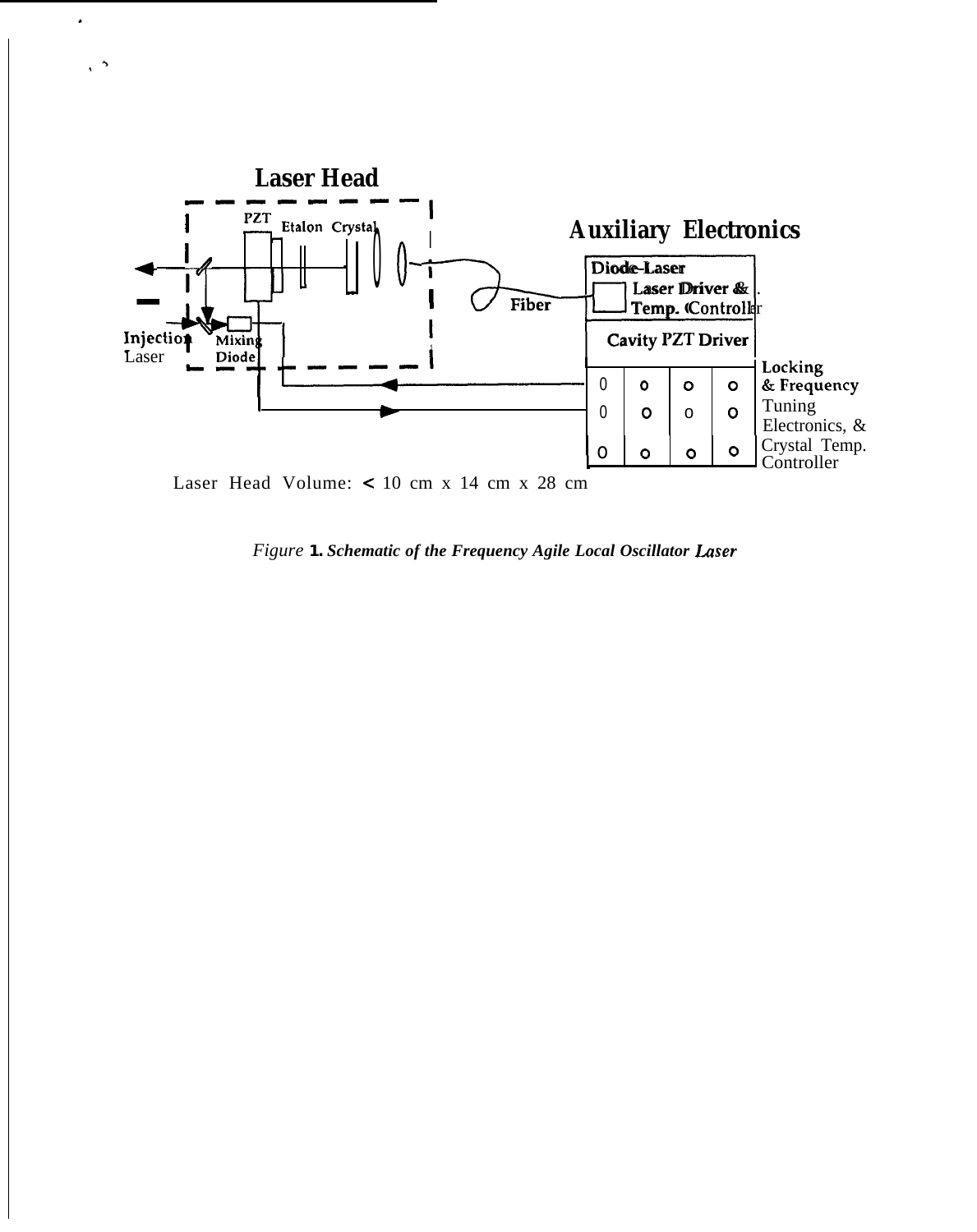Laser Head

PZT

Etalon

Crystal

Auxiliary Electronics

Diode-Laser

Laser Driver &

Temp. Controller

Fiber

Cavity PZT Driver

Injection Laser

Mixing Diode

Locking & Frequency Tuning Electronics, & Crystal Temp. Controller

Laser Head Volume: < 10 cm x 14 cm x 28 cm

*Figure* ***1. Schematic of the Frequency Agile Local Oscillator Laser***